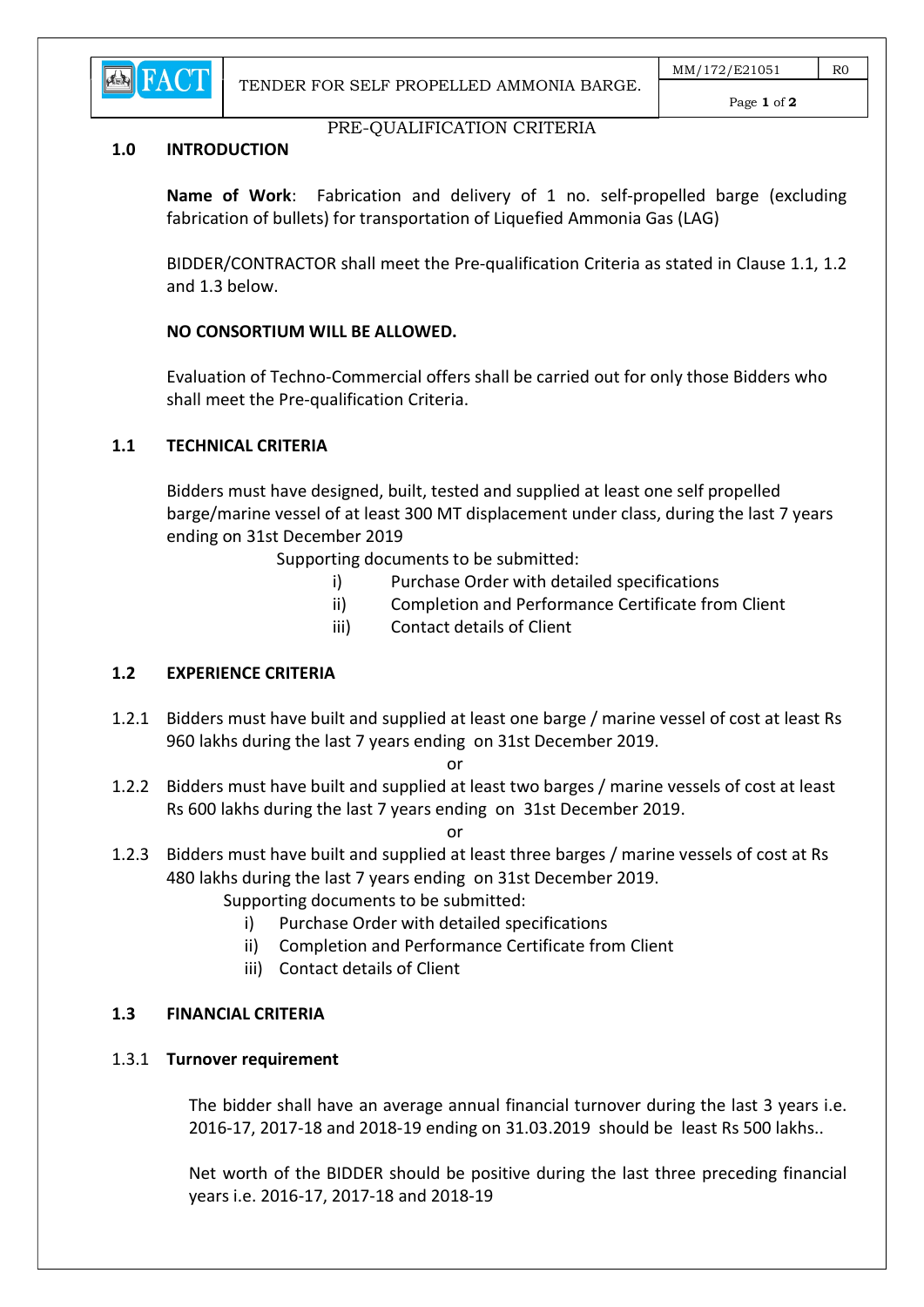PRE-QUALIFICATION CRITERIA

## 1.0 INTRODUCTION

**Name of Work**: Fabrication and delivery of 1 no. self-propelled barge (excluding fabrication of bullets) for transportation of Liquefied Ammonia Gas (LAG)

BIDDER/CONTRACTOR shall meet the Pre-qualification Criteria as stated in Clause 1.1, 1.2 and 1.3 below.

**NO CONSORTIUM WILL BE ALLOWED.**

Evaluation of Techno-Commercial offers shall be carried out for only those Bidders who shall meet the Pre-qualification Criteria.

## 1.1 TECHNICAL CRITERIA

Bidders must have designed, built, tested and supplied at least one self propelled barge/marine vessel of at least 300 MT displacement under class, during the last 7 years ending on 31st December 2019

Supporting documents to be submitted:

i) Purchase Order with detailed specifications
ii) Completion and Performance Certificate from Client
iii) Contact details of Client

## 1.2 EXPERIENCE CRITERIA

1.2.1 Bidders must have built and supplied at least one barge / marine vessel of cost at least Rs 960 lakhs during the last 7 years ending on 31st December 2019.

or

1.2.2 Bidders must have built and supplied at least two barges / marine vessels of cost at least Rs 600 lakhs during the last 7 years ending on 31st December 2019.

or

1.2.3 Bidders must have built and supplied at least three barges / marine vessels of cost at Rs 480 lakhs during the last 7 years ending on 31st December 2019.

Supporting documents to be submitted:

i) Purchase Order with detailed specifications
ii) Completion and Performance Certificate from Client
iii) Contact details of Client

## 1.3 FINANCIAL CRITERIA

### 1.3.1 Turnover requirement

The bidder shall have an average annual financial turnover during the last 3 years i.e. 2016-17, 2017-18 and 2018-19 ending on 31.03.2019 should be least Rs 500 lakhs..

Net worth of the BIDDER should be positive during the last three preceding financial years i.e. 2016-17, 2017-18 and 2018-19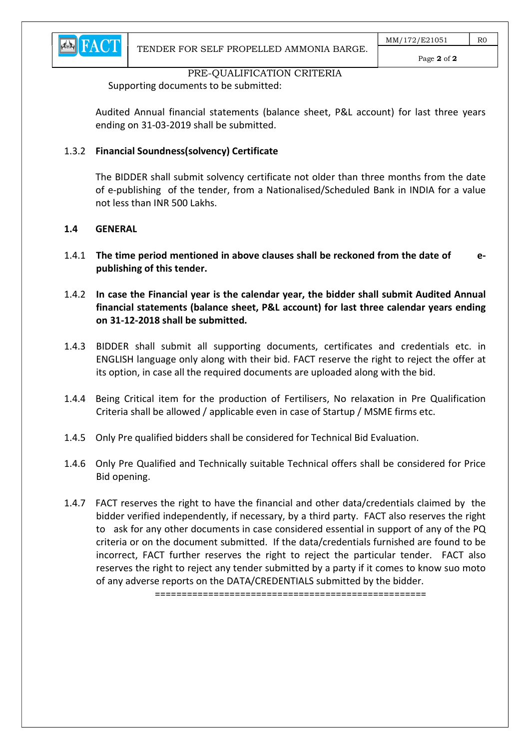PRE-QUALIFICATION CRITERIA

Supporting documents to be submitted:

Audited Annual financial statements (balance sheet, P&L account) for last three years ending on 31-03-2019 shall be submitted.

1.3.2 **Financial Soundness(solvency) Certificate**

The BIDDER shall submit solvency certificate not older than three months from the date of e-publishing of the tender, from a Nationalised/Scheduled Bank in INDIA for a value not less than INR 500 Lakhs.

**1.4 GENERAL**

1.4.1 **The time period mentioned in above clauses shall be reckoned from the date of e-publishing of this tender.**

1.4.2 **In case the Financial year is the calendar year, the bidder shall submit Audited Annual financial statements (balance sheet, P&L account) for last three calendar years ending on 31-12-2018 shall be submitted.**

1.4.3 BIDDER shall submit all supporting documents, certificates and credentials etc. in ENGLISH language only along with their bid. FACT reserve the right to reject the offer at its option, in case all the required documents are uploaded along with the bid.

1.4.4 Being Critical item for the production of Fertilisers, No relaxation in Pre Qualification Criteria shall be allowed / applicable even in case of Startup / MSME firms etc.

1.4.5 Only Pre qualified bidders shall be considered for Technical Bid Evaluation.

1.4.6 Only Pre Qualified and Technically suitable Technical offers shall be considered for Price Bid opening.

1.4.7 FACT reserves the right to have the financial and other data/credentials claimed by the bidder verified independently, if necessary, by a third party. FACT also reserves the right to ask for any other documents in case considered essential in support of any of the PQ criteria or on the document submitted. If the data/credentials furnished are found to be incorrect, FACT further reserves the right to reject the particular tender. FACT also reserves the right to reject any tender submitted by a party if it comes to know suo moto of any adverse reports on the DATA/CREDENTIALS submitted by the bidder.

==================================================